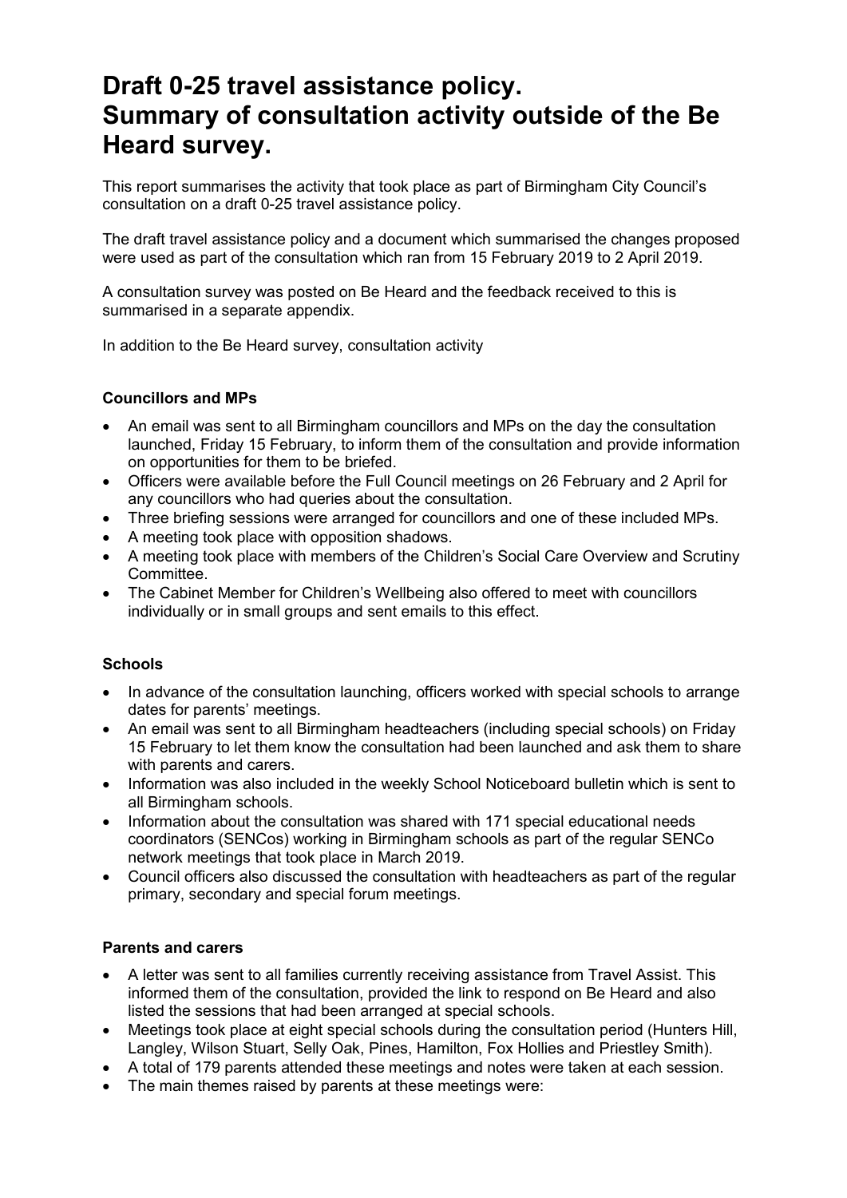# Draft 0-25 travel assistance policy. Summary of consultation activity outside of the Be Heard survey.

This report summarises the activity that took place as part of Birmingham City Council's consultation on a draft 0-25 travel assistance policy.

The draft travel assistance policy and a document which summarised the changes proposed were used as part of the consultation which ran from 15 February 2019 to 2 April 2019.

A consultation survey was posted on Be Heard and the feedback received to this is summarised in a separate appendix.

In addition to the Be Heard survey, consultation activity

**Councillors and MPs**

- An email was sent to all Birmingham councillors and MPs on the day the consultation launched, Friday 15 February, to inform them of the consultation and provide information on opportunities for them to be briefed.
- Officers were available before the Full Council meetings on 26 February and 2 April for any councillors who had queries about the consultation.
- Three briefing sessions were arranged for councillors and one of these included MPs.
- A meeting took place with opposition shadows.
- A meeting took place with members of the Children's Social Care Overview and Scrutiny Committee.
- The Cabinet Member for Children's Wellbeing also offered to meet with councillors individually or in small groups and sent emails to this effect.

**Schools**

- In advance of the consultation launching, officers worked with special schools to arrange dates for parents' meetings.
- An email was sent to all Birmingham headteachers (including special schools) on Friday 15 February to let them know the consultation had been launched and ask them to share with parents and carers.
- Information was also included in the weekly School Noticeboard bulletin which is sent to all Birmingham schools.
- Information about the consultation was shared with 171 special educational needs coordinators (SENCos) working in Birmingham schools as part of the regular SENCo network meetings that took place in March 2019.
- Council officers also discussed the consultation with headteachers as part of the regular primary, secondary and special forum meetings.

**Parents and carers**

- A letter was sent to all families currently receiving assistance from Travel Assist. This informed them of the consultation, provided the link to respond on Be Heard and also listed the sessions that had been arranged at special schools.
- Meetings took place at eight special schools during the consultation period (Hunters Hill, Langley, Wilson Stuart, Selly Oak, Pines, Hamilton, Fox Hollies and Priestley Smith).
- A total of 179 parents attended these meetings and notes were taken at each session.
- The main themes raised by parents at these meetings were: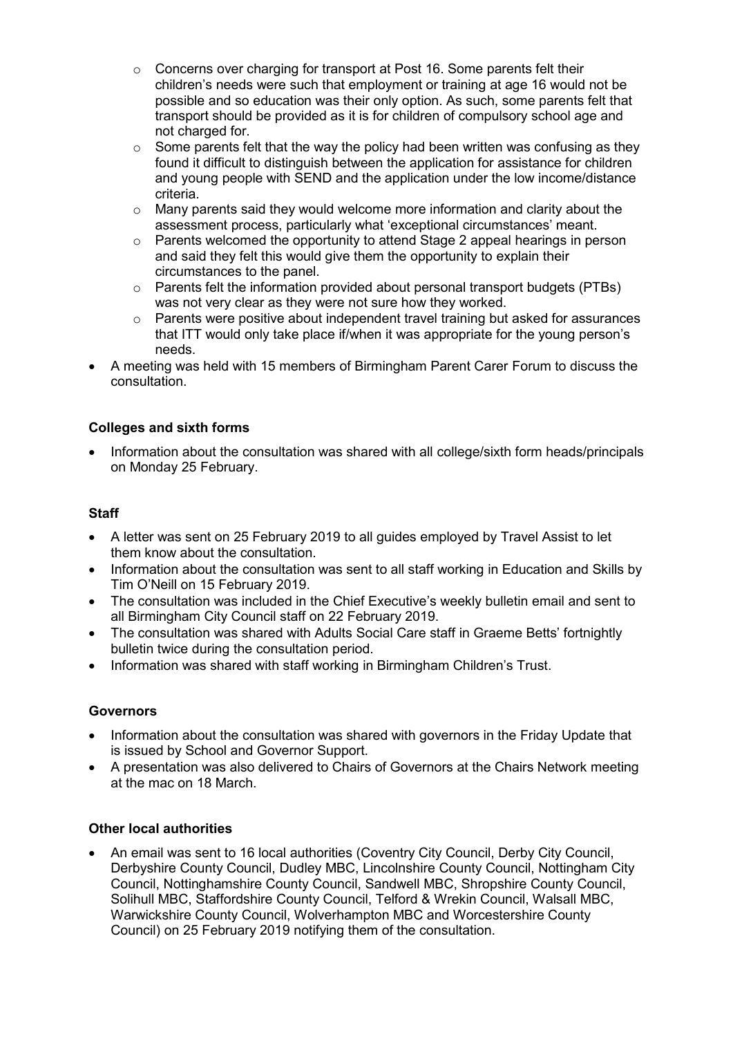- Concerns over charging for transport at Post 16. Some parents felt their children's needs were such that employment or training at age 16 would not be possible and so education was their only option. As such, some parents felt that transport should be provided as it is for children of compulsory school age and not charged for.
  - Some parents felt that the way the policy had been written was confusing as they found it difficult to distinguish between the application for assistance for children and young people with SEND and the application under the low income/distance criteria.
  - Many parents said they would welcome more information and clarity about the assessment process, particularly what 'exceptional circumstances' meant.
  - Parents welcomed the opportunity to attend Stage 2 appeal hearings in person and said they felt this would give them the opportunity to explain their circumstances to the panel.
  - Parents felt the information provided about personal transport budgets (PTBs) was not very clear as they were not sure how they worked.
  - Parents were positive about independent travel training but asked for assurances that ITT would only take place if/when it was appropriate for the young person's needs.
- A meeting was held with 15 members of Birmingham Parent Carer Forum to discuss the consultation.

**Colleges and sixth forms**

- Information about the consultation was shared with all college/sixth form heads/principals on Monday 25 February.

**Staff**

- A letter was sent on 25 February 2019 to all guides employed by Travel Assist to let them know about the consultation.
- Information about the consultation was sent to all staff working in Education and Skills by Tim O'Neill on 15 February 2019.
- The consultation was included in the Chief Executive's weekly bulletin email and sent to all Birmingham City Council staff on 22 February 2019.
- The consultation was shared with Adults Social Care staff in Graeme Betts' fortnightly bulletin twice during the consultation period.
- Information was shared with staff working in Birmingham Children's Trust.

**Governors**

- Information about the consultation was shared with governors in the Friday Update that is issued by School and Governor Support.
- A presentation was also delivered to Chairs of Governors at the Chairs Network meeting at the mac on 18 March.

**Other local authorities**

- An email was sent to 16 local authorities (Coventry City Council, Derby City Council, Derbyshire County Council, Dudley MBC, Lincolnshire County Council, Nottingham City Council, Nottinghamshire County Council, Sandwell MBC, Shropshire County Council, Solihull MBC, Staffordshire County Council, Telford & Wrekin Council, Walsall MBC, Warwickshire County Council, Wolverhampton MBC and Worcestershire County Council) on 25 February 2019 notifying them of the consultation.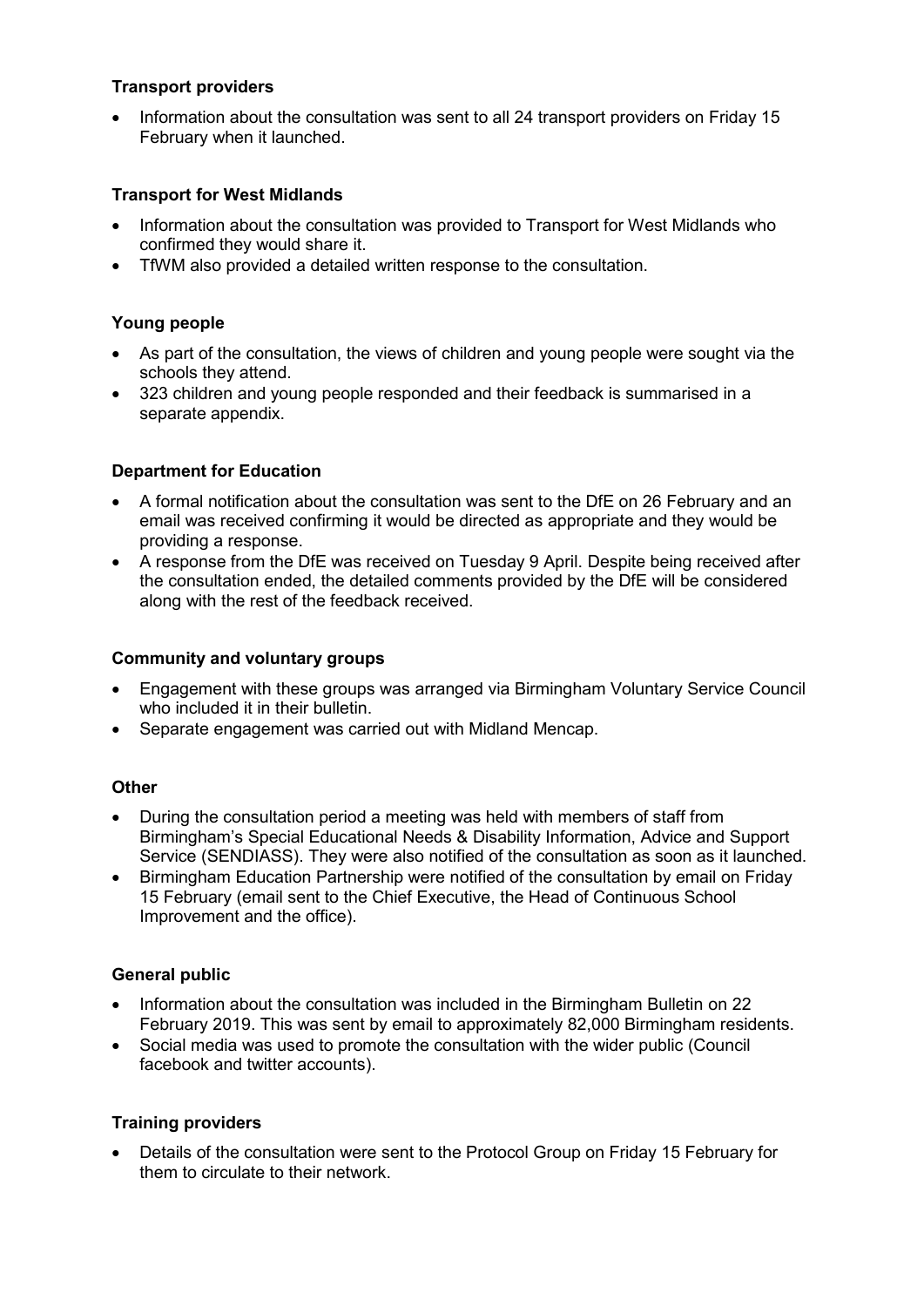**Transport providers**

- Information about the consultation was sent to all 24 transport providers on Friday 15 February when it launched.

**Transport for West Midlands**

- Information about the consultation was provided to Transport for West Midlands who confirmed they would share it.
- TfWM also provided a detailed written response to the consultation.

**Young people**

- As part of the consultation, the views of children and young people were sought via the schools they attend.
- 323 children and young people responded and their feedback is summarised in a separate appendix.

**Department for Education**

- A formal notification about the consultation was sent to the DfE on 26 February and an email was received confirming it would be directed as appropriate and they would be providing a response.
- A response from the DfE was received on Tuesday 9 April. Despite being received after the consultation ended, the detailed comments provided by the DfE will be considered along with the rest of the feedback received.

**Community and voluntary groups**

- Engagement with these groups was arranged via Birmingham Voluntary Service Council who included it in their bulletin.
- Separate engagement was carried out with Midland Mencap.

**Other**

- During the consultation period a meeting was held with members of staff from Birmingham's Special Educational Needs & Disability Information, Advice and Support Service (SENDIASS). They were also notified of the consultation as soon as it launched.
- Birmingham Education Partnership were notified of the consultation by email on Friday 15 February (email sent to the Chief Executive, the Head of Continuous School Improvement and the office).

**General public**

- Information about the consultation was included in the Birmingham Bulletin on 22 February 2019. This was sent by email to approximately 82,000 Birmingham residents.
- Social media was used to promote the consultation with the wider public (Council facebook and twitter accounts).

**Training providers**

- Details of the consultation were sent to the Protocol Group on Friday 15 February for them to circulate to their network.